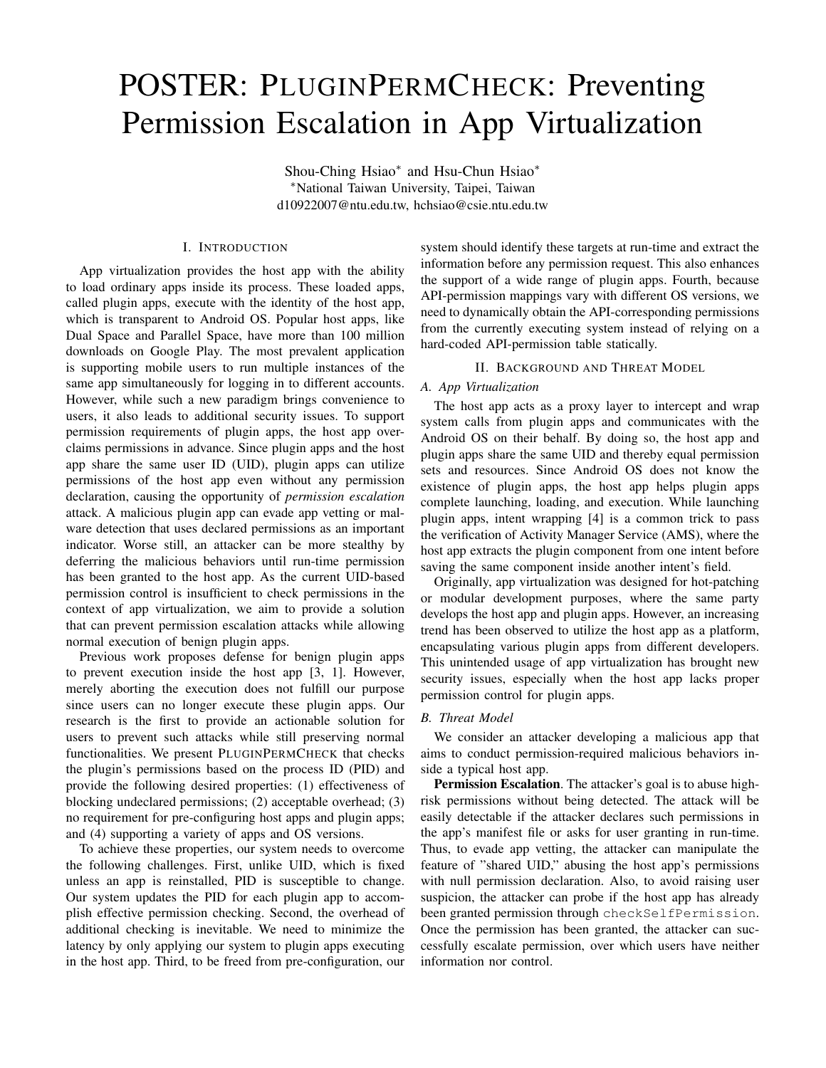# POSTER: PLUGINPERMCHECK: Preventing Permission Escalation in App Virtualization

Shou-Ching Hsiao* and Hsu-Chun Hsiao*

*National Taiwan University, Taipei, Taiwan

d10922007@ntu.edu.tw, hchsiao@csie.ntu.edu.tw

## I. INTRODUCTION

App virtualization provides the host app with the ability to load ordinary apps inside its process. These loaded apps, called plugin apps, execute with the identity of the host app, which is transparent to Android OS. Popular host apps, like Dual Space and Parallel Space, have more than 100 million downloads on Google Play. The most prevalent application is supporting mobile users to run multiple instances of the same app simultaneously for logging in to different accounts. However, while such a new paradigm brings convenience to users, it also leads to additional security issues. To support permission requirements of plugin apps, the host app over-claims permissions in advance. Since plugin apps and the host app share the same user ID (UID), plugin apps can utilize permissions of the host app even without any permission declaration, causing the opportunity of *permission escalation* attack. A malicious plugin app can evade app vetting or malware detection that uses declared permissions as an important indicator. Worse still, an attacker can be more stealthy by deferring the malicious behaviors until run-time permission has been granted to the host app. As the current UID-based permission control is insufficient to check permissions in the context of app virtualization, we aim to provide a solution that can prevent permission escalation attacks while allowing normal execution of benign plugin apps.

Previous work proposes defense for benign plugin apps to prevent execution inside the host app [3, 1]. However, merely aborting the execution does not fulfill our purpose since users can no longer execute these plugin apps. Our research is the first to provide an actionable solution for users to prevent such attacks while still preserving normal functionalities. We present PLUGINPERMCHECK that checks the plugin's permissions based on the process ID (PID) and provide the following desired properties: (1) effectiveness of blocking undeclared permissions; (2) acceptable overhead; (3) no requirement for pre-configuring host apps and plugin apps; and (4) supporting a variety of apps and OS versions.

To achieve these properties, our system needs to overcome the following challenges. First, unlike UID, which is fixed unless an app is reinstalled, PID is susceptible to change. Our system updates the PID for each plugin app to accomplish effective permission checking. Second, the overhead of additional checking is inevitable. We need to minimize the latency by only applying our system to plugin apps executing in the host app. Third, to be freed from pre-configuration, our system should identify these targets at run-time and extract the information before any permission request. This also enhances the support of a wide range of plugin apps. Fourth, because API-permission mappings vary with different OS versions, we need to dynamically obtain the API-corresponding permissions from the currently executing system instead of relying on a hard-coded API-permission table statically.

## II. BACKGROUND AND THREAT MODEL

### A. App Virtualization

The host app acts as a proxy layer to intercept and wrap system calls from plugin apps and communicates with the Android OS on their behalf. By doing so, the host app and plugin apps share the same UID and thereby equal permission sets and resources. Since Android OS does not know the existence of plugin apps, the host app helps plugin apps complete launching, loading, and execution. While launching plugin apps, intent wrapping [4] is a common trick to pass the verification of Activity Manager Service (AMS), where the host app extracts the plugin component from one intent before saving the same component inside another intent's field.

Originally, app virtualization was designed for hot-patching or modular development purposes, where the same party develops the host app and plugin apps. However, an increasing trend has been observed to utilize the host app as a platform, encapsulating various plugin apps from different developers. This unintended usage of app virtualization has brought new security issues, especially when the host app lacks proper permission control for plugin apps.

### B. Threat Model

We consider an attacker developing a malicious app that aims to conduct permission-required malicious behaviors inside a typical host app.

**Permission Escalation**. The attacker's goal is to abuse high-risk permissions without being detected. The attack will be easily detectable if the attacker declares such permissions in the app's manifest file or asks for user granting in run-time. Thus, to evade app vetting, the attacker can manipulate the feature of "shared UID," abusing the host app's permissions with null permission declaration. Also, to avoid raising user suspicion, the attacker can probe if the host app has already been granted permission through `checkSelfPermission`. Once the permission has been granted, the attacker can successfully escalate permission, over which users have neither information nor control.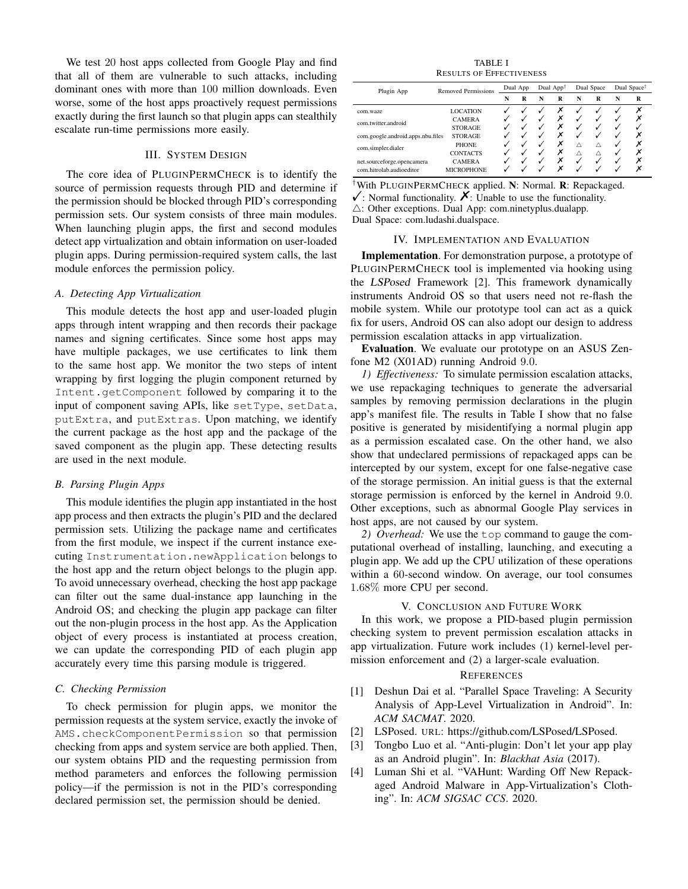We test 20 host apps collected from Google Play and find that all of them are vulnerable to such attacks, including dominant ones with more than 100 million downloads. Even worse, some of the host apps proactively request permissions exactly during the first launch so that plugin apps can stealthily escalate run-time permissions more easily.

## III. System Design

The core idea of PLUGINPERMCHECK is to identify the source of permission requests through PID and determine if the permission should be blocked through PID's corresponding permission sets. Our system consists of three main modules. When launching plugin apps, the first and second modules detect app virtualization and obtain information on user-loaded plugin apps. During permission-required system calls, the last module enforces the permission policy.

### A. Detecting App Virtualization

This module detects the host app and user-loaded plugin apps through intent wrapping and then records their package names and signing certificates. Since some host apps may have multiple packages, we use certificates to link them to the same host app. We monitor the two steps of intent wrapping by first logging the plugin component returned by `Intent.getComponent` followed by comparing it to the input of component saving APIs, like `setType`, `setData`, `putExtra`, and `putExtras`. Upon matching, we identify the current package as the host app and the package of the saved component as the plugin app. These detecting results are used in the next module.

### B. Parsing Plugin Apps

This module identifies the plugin app instantiated in the host app process and then extracts the plugin's PID and the declared permission sets. Utilizing the package name and certificates from the first module, we inspect if the current instance executing `Instrumentation.newApplication` belongs to the host app and the return object belongs to the plugin app. To avoid unnecessary overhead, checking the host app package can filter out the same dual-instance app launching in the Android OS; and checking the plugin app package can filter out the non-plugin process in the host app. As the Application object of every process is instantiated at process creation, we can update the corresponding PID of each plugin app accurately every time this parsing module is triggered.

### C. Checking Permission

To check permission for plugin apps, we monitor the permission requests at the system service, exactly the invoke of `AMS.checkComponentPermission` so that permission checking from apps and system service are both applied. Then, our system obtains PID and the requesting permission from method parameters and enforces the following permission policy—if the permission is not in the PID's corresponding declared permission set, the permission should be denied.

TABLE I
RESULTS OF EFFECTIVENESS

| Plugin App | Removed Permissions | Dual App | | Dual App† | | Dual Space | | Dual Space† | |
|---|---|---|---|---|---|---|---|---|---|
| | | N | R | N | R | N | R | N | R |
| com.waze | LOCATION | ✓ | ✓ | ✓ | ✗ | ✓ | ✓ | ✓ | ✗ |
| com.twitter.android | CAMERA | ✓ | ✓ | ✓ | ✗ | ✓ | ✓ | ✓ | ✗ |
| | STORAGE | ✓ | ✓ | ✓ | ✗ | ✓ | ✓ | ✓ | ✓ |
| com.google.android.apps.nbu.files | STORAGE | ✓ | ✓ | ✓ | ✗ | ✓ | ✓ | ✓ | ✗ |
| com.simpler.dialer | PHONE | ✓ | ✓ | ✓ | ✗ | △ | △ | ✓ | ✗ |
| | CONTACTS | ✓ | ✓ | ✓ | ✗ | △ | △ | ✓ | ✗ |
| net.sourceforge.opencamera | CAMERA | ✓ | ✓ | ✓ | ✗ | ✓ | ✓ | ✓ | ✗ |
| com.hitrolab.audioeditor | MICROPHONE | ✓ | ✓ | ✓ | ✗ | ✓ | ✓ | ✓ | ✗ |

†With PLUGINPERMCHECK applied. **N**: Normal. **R**: Repackaged.
✓: Normal functionality. ✗: Unable to use the functionality.
△: Other exceptions. Dual App: com.ninetyplus.dualapp.
Dual Space: com.ludashi.dualspace.

## IV. Implementation and Evaluation

**Implementation**. For demonstration purpose, a prototype of PLUGINPERMCHECK tool is implemented via hooking using the *LSPosed* Framework [2]. This framework dynamically instruments Android OS so that users need not re-flash the mobile system. While our prototype tool can act as a quick fix for users, Android OS can also adopt our design to address permission escalation attacks in app virtualization.

**Evaluation**. We evaluate our prototype on an ASUS Zenfone M2 (X01AD) running Android 9.0.

*1) Effectiveness:* To simulate permission escalation attacks, we use repackaging techniques to generate the adversarial samples by removing permission declarations in the plugin app's manifest file. The results in Table I show that no false positive is generated by misidentifying a normal plugin app as a permission escalated case. On the other hand, we also show that undeclared permissions of repackaged apps can be intercepted by our system, except for one false-negative case of the storage permission. An initial guess is that the external storage permission is enforced by the kernel in Android 9.0. Other exceptions, such as abnormal Google Play services in host apps, are not caused by our system.

*2) Overhead:* We use the `top` command to gauge the computational overhead of installing, launching, and executing a plugin app. We add up the CPU utilization of these operations within a 60-second window. On average, our tool consumes 1.68% more CPU per second.

## V. Conclusion and Future Work

In this work, we propose a PID-based plugin permission checking system to prevent permission escalation attacks in app virtualization. Future work includes (1) kernel-level permission enforcement and (2) a larger-scale evaluation.

## References

[1] Deshun Dai et al. "Parallel Space Traveling: A Security Analysis of App-Level Virtualization in Android". In: *ACM SACMAT*. 2020.

[2] LSPosed. URL: https://github.com/LSPosed/LSPosed.

[3] Tongbo Luo et al. "Anti-plugin: Don't let your app play as an Android plugin". In: *Blackhat Asia* (2017).

[4] Luman Shi et al. "VAHunt: Warding Off New Repackaged Android Malware in App-Virtualization's Clothing". In: *ACM SIGSAC CCS*. 2020.